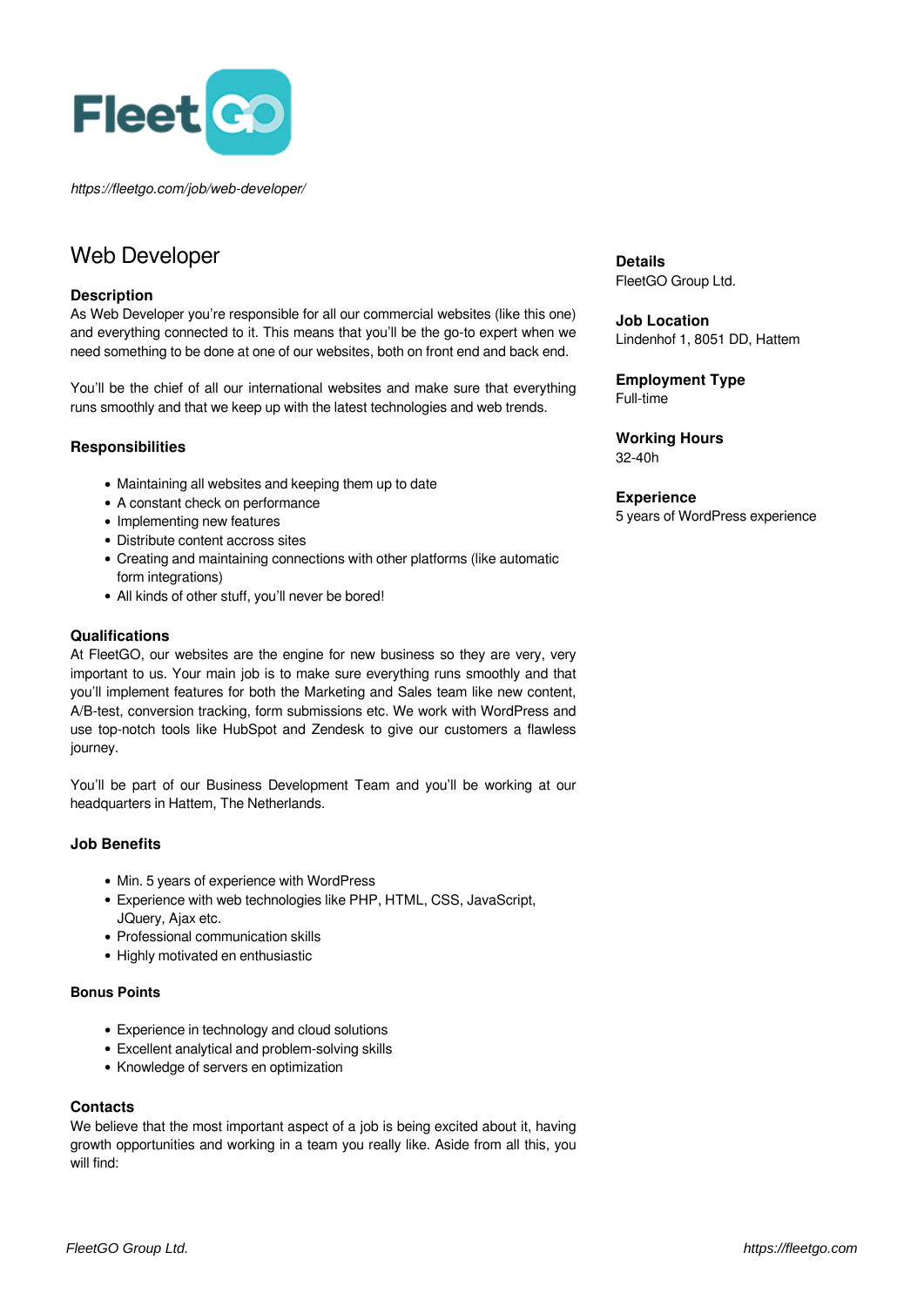*https://fleetgo.com/job/web-developer/*

# Web Developer

**Details**
FleetGO Group Ltd.

**Job Location**
Lindenhof 1, 8051 DD, Hattem

**Employment Type**
Full-time

**Working Hours**
32-40h

**Experience**
5 years of WordPress experience

### Description

As Web Developer you're responsible for all our commercial websites (like this one) and everything connected to it. This means that you'll be the go-to expert when we need something to be done at one of our websites, both on front end and back end.

You'll be the chief of all our international websites and make sure that everything runs smoothly and that we keep up with the latest technologies and web trends.

### Responsibilities

- Maintaining all websites and keeping them up to date
- A constant check on performance
- Implementing new features
- Distribute content accross sites
- Creating and maintaining connections with other platforms (like automatic form integrations)
- All kinds of other stuff, you'll never be bored!

### Qualifications

At FleetGO, our websites are the engine for new business so they are very, very important to us. Your main job is to make sure everything runs smoothly and that you'll implement features for both the Marketing and Sales team like new content, A/B-test, conversion tracking, form submissions etc. We work with WordPress and use top-notch tools like HubSpot and Zendesk to give our customers a flawless journey.

You'll be part of our Business Development Team and you'll be working at our headquarters in Hattem, The Netherlands.

### Job Benefits

- Min. 5 years of experience with WordPress
- Experience with web technologies like PHP, HTML, CSS, JavaScript, JQuery, Ajax etc.
- Professional communication skills
- Highly motivated en enthusiastic

### Bonus Points

- Experience in technology and cloud solutions
- Excellent analytical and problem-solving skills
- Knowledge of servers en optimization

### Contacts

We believe that the most important aspect of a job is being excited about it, having growth opportunities and working in a team you really like. Aside from all this, you will find: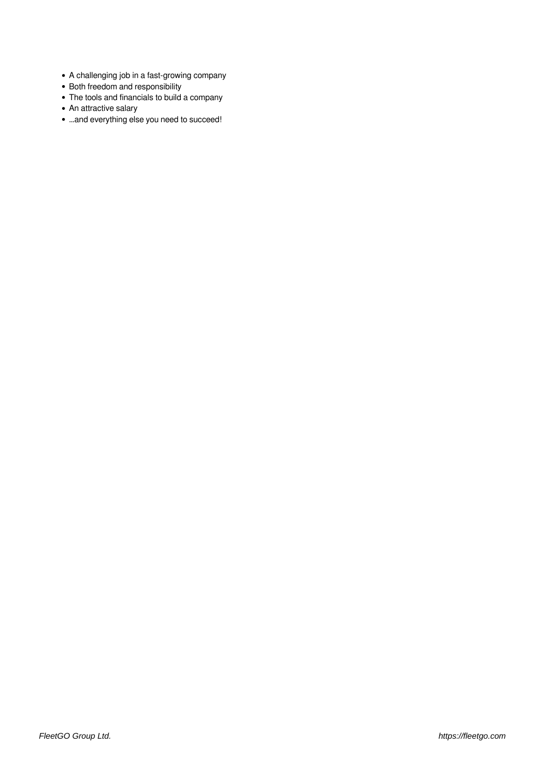- A challenging job in a fast-growing company
- Both freedom and responsibility
- The tools and financials to build a company
- An attractive salary
- ...and everything else you need to succeed!